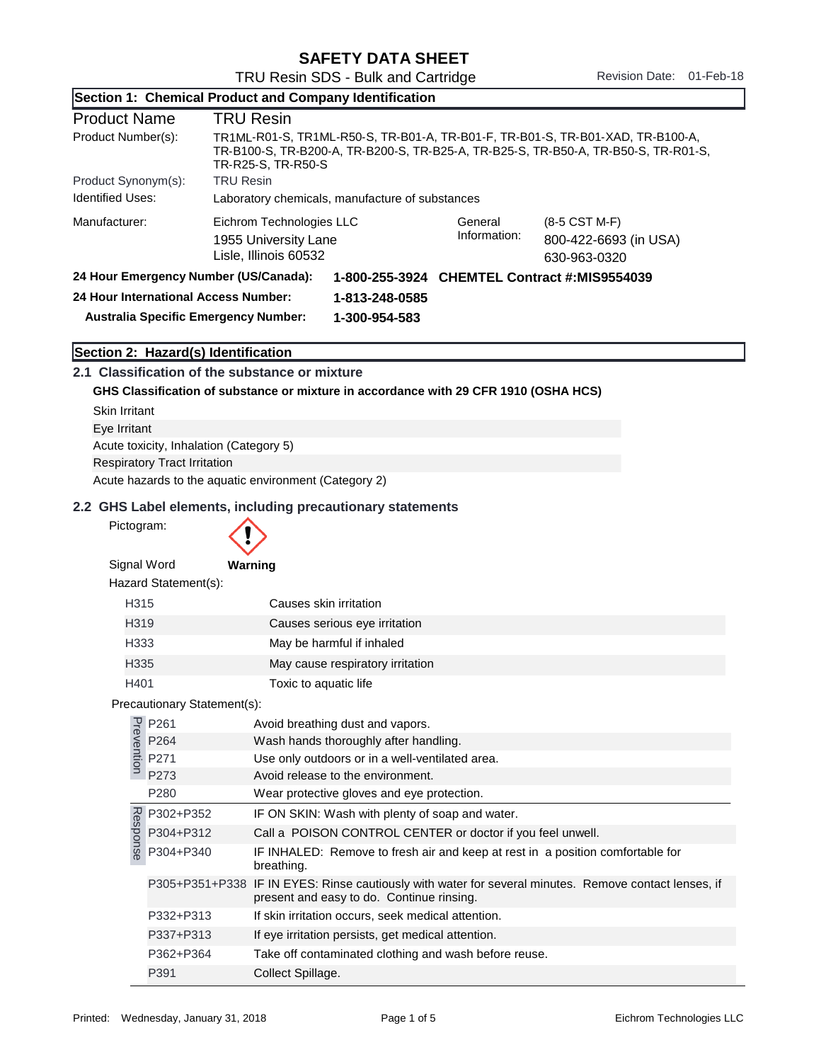# SAFETY DATA SHEET

TRU Resin SDS - Bulk and Cartridge

Revision Date: 01-Feb-18

## Section 1: Chemical Product and Company Identification

| | |
|---|---|
| **Product Name** | **TRU Resin** |
| Product Number(s): | TR1ML-R01-S, TR1ML-R50-S, TR-B01-A, TR-B01-F, TR-B01-S, TR-B01-XAD, TR-B100-A, TR-B100-S, TR-B200-A, TR-B200-S, TR-B25-A, TR-B25-S, TR-B50-A, TR-B50-S, TR-R01-S, TR-R25-S, TR-R50-S |
| Product Synonym(s): | TRU Resin |
| Identified Uses: | Laboratory chemicals, manufacture of substances |

| Manufacturer: | | General Information: | |
|---|---|---|---|
| | Eichrom Technologies LLC<br>1955 University Lane<br>Lisle, Illinois 60532 | | (8-5 CST M-F)<br>800-422-6693 (in USA)<br>630-963-0320 |

**24 Hour Emergency Number (US/Canada):** **1-800-255-3924** **CHEMTEL Contract #:MIS9554039**

**24 Hour International Access Number:** **1-813-248-0585**

**Australia Specific Emergency Number:** **1-300-954-583**

## Section 2: Hazard(s) Identification

### 2.1 Classification of the substance or mixture

**GHS Classification of substance or mixture in accordance with 29 CFR 1910 (OSHA HCS)**

- Skin Irritant
- Eye Irritant
- Acute toxicity, Inhalation (Category 5)
- Respiratory Tract Irritation
- Acute hazards to the aquatic environment (Category 2)

### 2.2 GHS Label elements, including precautionary statements

Pictogram: (exclamation mark)

Signal Word: **Warning**

Hazard Statement(s):

| | |
|---|---|
| H315 | Causes skin irritation |
| H319 | Causes serious eye irritation |
| H333 | May be harmful if inhaled |
| H335 | May cause respiratory irritation |
| H401 | Toxic to aquatic life |

Precautionary Statement(s):

| | Code | Statement |
|---|---|---|
| Prevention | P261 | Avoid breathing dust and vapors. |
| | P264 | Wash hands thoroughly after handling. |
| | P271 | Use only outdoors or in a well-ventilated area. |
| | P273 | Avoid release to the environment. |
| | P280 | Wear protective gloves and eye protection. |
| Response | P302+P352 | IF ON SKIN: Wash with plenty of soap and water. |
| | P304+P312 | Call a POISON CONTROL CENTER or doctor if you feel unwell. |
| | P304+P340 | IF INHALED: Remove to fresh air and keep at rest in a position comfortable for breathing. |
| | P305+P351+P338 | IF IN EYES: Rinse cautiously with water for several minutes. Remove contact lenses, if present and easy to do. Continue rinsing. |
| | P332+P313 | If skin irritation occurs, seek medical attention. |
| | P337+P313 | If eye irritation persists, get medical attention. |
| | P362+P364 | Take off contaminated clothing and wash before reuse. |
| | P391 | Collect Spillage. |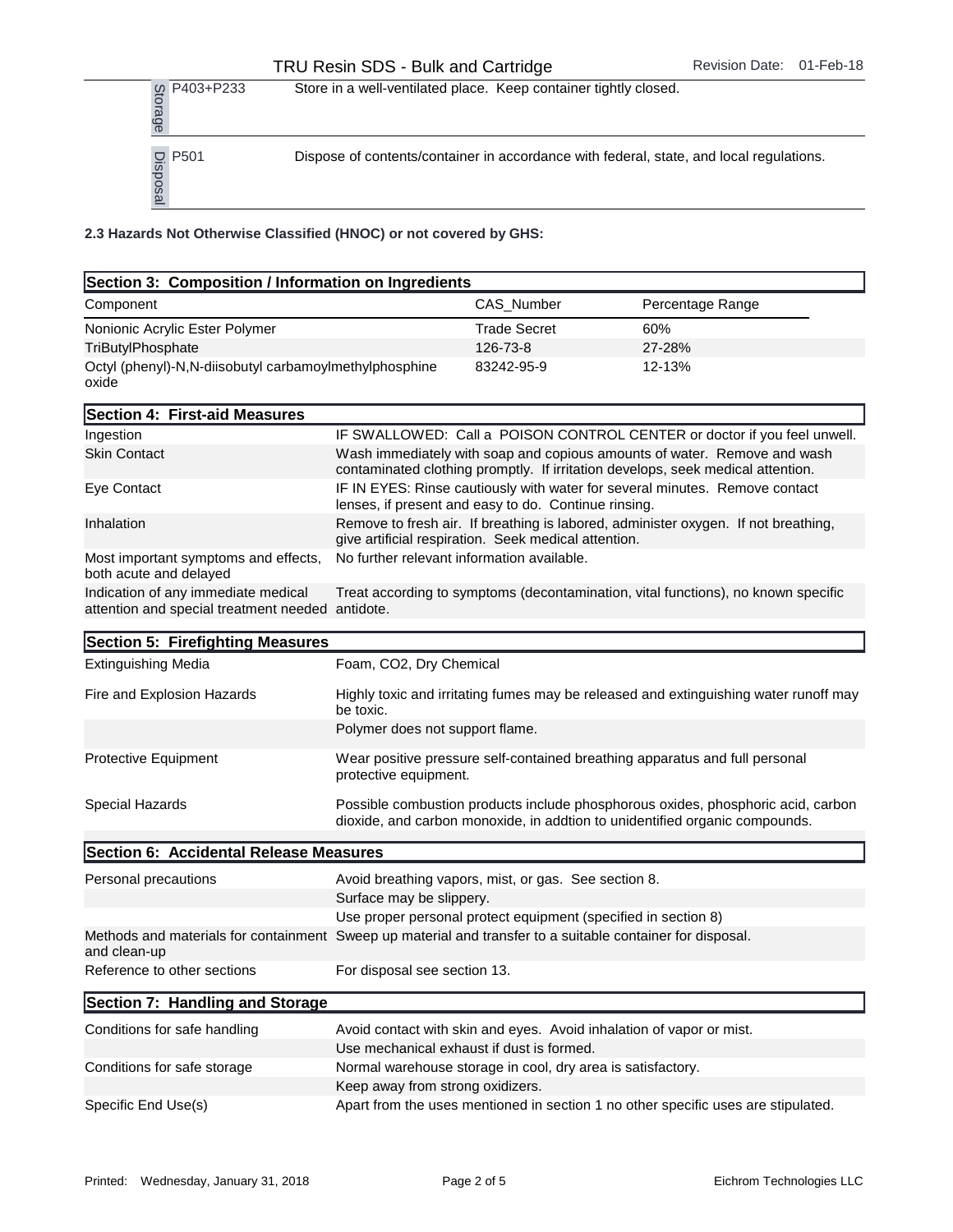| | | |
|---|---|---|
| Storage | P403+P233 | Store in a well-ventilated place. Keep container tightly closed. |
| Disposal | P501 | Dispose of contents/container in accordance with federal, state, and local regulations. |

**2.3 Hazards Not Otherwise Classified (HNOC) or not covered by GHS:**

## Section 3: Composition / Information on Ingredients

| Component | CAS_Number | Percentage Range |
|---|---|---|
| Nonionic Acrylic Ester Polymer | Trade Secret | 60% |
| TriButylPhosphate | 126-73-8 | 27-28% |
| Octyl (phenyl)-N,N-diisobutyl carbamoylmethylphosphine oxide | 83242-95-9 | 12-13% |

## Section 4: First-aid Measures

| | |
|---|---|
| Ingestion | IF SWALLOWED: Call a POISON CONTROL CENTER or doctor if you feel unwell. |
| Skin Contact | Wash immediately with soap and copious amounts of water. Remove and wash contaminated clothing promptly. If irritation develops, seek medical attention. |
| Eye Contact | IF IN EYES: Rinse cautiously with water for several minutes. Remove contact lenses, if present and easy to do. Continue rinsing. |
| Inhalation | Remove to fresh air. If breathing is labored, administer oxygen. If not breathing, give artificial respiration. Seek medical attention. |
| Most important symptoms and effects, both acute and delayed | No further relevant information available. |
| Indication of any immediate medical attention and special treatment needed | Treat according to symptoms (decontamination, vital functions), no known specific antidote. |

## Section 5: Firefighting Measures

| | |
|---|---|
| Extinguishing Media | Foam, CO2, Dry Chemical |
| Fire and Explosion Hazards | Highly toxic and irritating fumes may be released and extinguishing water runoff may be toxic. |
| | Polymer does not support flame. |
| Protective Equipment | Wear positive pressure self-contained breathing apparatus and full personal protective equipment. |
| Special Hazards | Possible combustion products include phosphorous oxides, phosphoric acid, carbon dioxide, and carbon monoxide, in addtion to unidentified organic compounds. |

## Section 6: Accidental Release Measures

| | |
|---|---|
| Personal precautions | Avoid breathing vapors, mist, or gas. See section 8. |
| | Surface may be slippery. |
| | Use proper personal protect equipment (specified in section 8) |
| Methods and materials for containment and clean-up | Sweep up material and transfer to a suitable container for disposal. |
| Reference to other sections | For disposal see section 13. |

## Section 7: Handling and Storage

| | |
|---|---|
| Conditions for safe handling | Avoid contact with skin and eyes. Avoid inhalation of vapor or mist. |
| | Use mechanical exhaust if dust is formed. |
| Conditions for safe storage | Normal warehouse storage in cool, dry area is satisfactory. |
| | Keep away from strong oxidizers. |
| Specific End Use(s) | Apart from the uses mentioned in section 1 no other specific uses are stipulated. |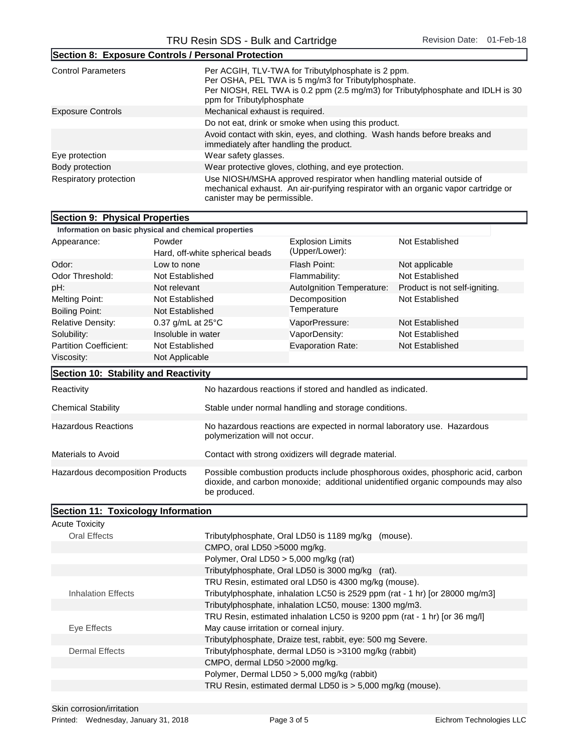## Section 8: Exposure Controls / Personal Protection

| | |
|---|---|
| Control Parameters | Per ACGIH, TLV-TWA for Tributylphosphate is 2 ppm. Per OSHA, PEL TWA is 5 mg/m3 for Tributylphosphate. Per NIOSH, REL TWA is 0.2 ppm (2.5 mg/m3) for Tributylphosphate and IDLH is 30 ppm for Tributylphosphate |
| Exposure Controls | Mechanical exhaust is required. |
| | Do not eat, drink or smoke when using this product. |
| | Avoid contact with skin, eyes, and clothing. Wash hands before breaks and immediately after handling the product. |
| Eye protection | Wear safety glasses. |
| Body protection | Wear protective gloves, clothing, and eye protection. |
| Respiratory protection | Use NIOSH/MSHA approved respirator when handling material outside of mechanical exhaust. An air-purifying respirator with an organic vapor cartridge or canister may be permissible. |

## Section 9: Physical Properties

**Information on basic physical and chemical properties**

| | | | |
|---|---|---|---|
| Appearance: | Powder<br>Hard, off-white spherical beads | Explosion Limits (Upper/Lower): | Not Established |
| Odor: | Low to none | Flash Point: | Not applicable |
| Odor Threshold: | Not Established | Flammability: | Not Established |
| pH: | Not relevant | AutoIgnition Temperature: | Product is not self-igniting. |
| Melting Point: | Not Established | Decomposition Temperature | Not Established |
| Boiling Point: | Not Established | | |
| Relative Density: | 0.37 g/mL at 25°C | VaporPressure: | Not Established |
| Solubility: | Insoluble in water | VaporDensity: | Not Established |
| Partition Coefficient: | Not Established | Evaporation Rate: | Not Established |
| Viscosity: | Not Applicable | | |

## Section 10: Stability and Reactivity

| | |
|---|---|
| Reactivity | No hazardous reactions if stored and handled as indicated. |
| Chemical Stability | Stable under normal handling and storage conditions. |
| Hazardous Reactions | No hazardous reactions are expected in normal laboratory use. Hazardous polymerization will not occur. |
| Materials to Avoid | Contact with strong oxidizers will degrade material. |
| Hazardous decomposition Products | Possible combustion products include phosphorous oxides, phosphoric acid, carbon dioxide, and carbon monoxide; additional unidentified organic compounds may also be produced. |

## Section 11: Toxicology Information

Acute Toxicity

| | |
|---|---|
| Oral Effects | Tributylphosphate, Oral LD50 is 1189 mg/kg (mouse). |
| | CMPO, oral LD50 >5000 mg/kg. |
| | Polymer, Oral LD50 > 5,000 mg/kg (rat) |
| | Tributylphosphate, Oral LD50 is 3000 mg/kg (rat). |
| | TRU Resin, estimated oral LD50 is 4300 mg/kg (mouse). |
| Inhalation Effects | Tributylphosphate, inhalation LC50 is 2529 ppm (rat - 1 hr) [or 28000 mg/m3] |
| | Tributylphosphate, inhalation LC50, mouse: 1300 mg/m3. |
| | TRU Resin, estimated inhalation LC50 is 9200 ppm (rat - 1 hr) [or 36 mg/l] |
| Eye Effects | May cause irritation or corneal injury. |
| | Tributylphosphate, Draize test, rabbit, eye: 500 mg Severe. |
| Dermal Effects | Tributylphosphate, dermal LD50 is >3100 mg/kg (rabbit) |
| | CMPO, dermal LD50 >2000 mg/kg. |
| | Polymer, Dermal LD50 > 5,000 mg/kg (rabbit) |
| | TRU Resin, estimated dermal LD50 is > 5,000 mg/kg (mouse). |

Skin corrosion/irritation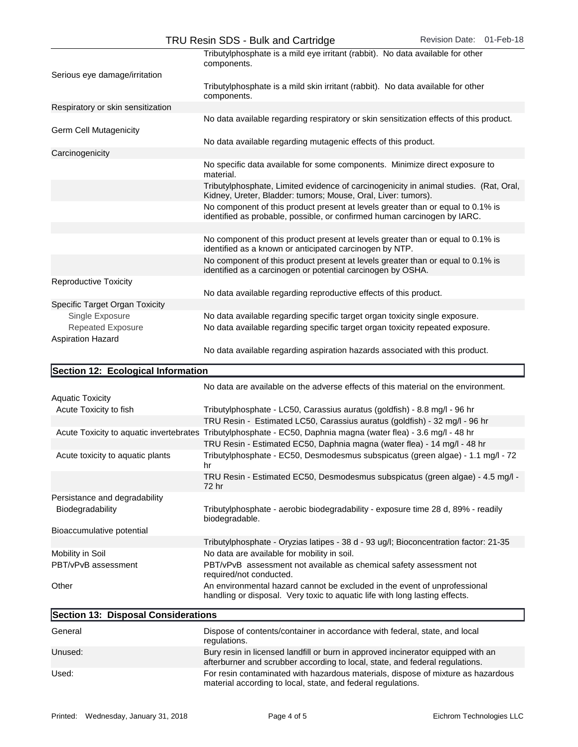| | |
|---|---|
| | Tributylphosphate is a mild eye irritant (rabbit). No data available for other components. |
| Serious eye damage/irritation | |
| | Tributylphosphate is a mild skin irritant (rabbit). No data available for other components. |
| Respiratory or skin sensitization | |
| | No data available regarding respiratory or skin sensitization effects of this product. |
| Germ Cell Mutagenicity | |
| | No data available regarding mutagenic effects of this product. |
| Carcinogenicity | |
| | No specific data available for some components. Minimize direct exposure to material. |
| | Tributylphosphate, Limited evidence of carcinogenicity in animal studies. (Rat, Oral, Kidney, Ureter, Bladder: tumors; Mouse, Oral, Liver: tumors). |
| | No component of this product present at levels greater than or equal to 0.1% is identified as probable, possible, or confirmed human carcinogen by IARC. |
| | No component of this product present at levels greater than or equal to 0.1% is identified as a known or anticipated carcinogen by NTP. |
| | No component of this product present at levels greater than or equal to 0.1% is identified as a carcinogen or potential carcinogen by OSHA. |
| Reproductive Toxicity | |
| | No data available regarding reproductive effects of this product. |
| Specific Target Organ Toxicity | |
| Single Exposure | No data available regarding specific target organ toxicity single exposure. |
| Repeated Exposure | No data available regarding specific target organ toxicity repeated exposure. |
| Aspiration Hazard | |
| | No data available regarding aspiration hazards associated with this product. |

## Section 12: Ecological Information

| | |
|---|---|
| | No data are available on the adverse effects of this material on the environment. |
| Aquatic Toxicity | |
| Acute Toxicity to fish | Tributylphosphate - LC50, Carassius auratus (goldfish) - 8.8 mg/l - 96 hr |
| | TRU Resin - Estimated LC50, Carassius auratus (goldfish) - 32 mg/l - 96 hr |
| Acute Toxicity to aquatic invertebrates | Tributylphosphate - EC50, Daphnia magna (water flea) - 3.6 mg/l - 48 hr |
| | TRU Resin - Estimated EC50, Daphnia magna (water flea) - 14 mg/l - 48 hr |
| Acute toxicity to aquatic plants | Tributylphosphate - EC50, Desmodesmus subspicatus (green algae) - 1.1 mg/l - 72 hr |
| | TRU Resin - Estimated EC50, Desmodesmus subspicatus (green algae) - 4.5 mg/l - 72 hr |
| Persistance and degradability | |
| Biodegradability | Tributylphosphate - aerobic biodegradability - exposure time 28 d, 89% - readily biodegradable. |
| Bioaccumulative potential | |
| | Tributylphosphate - Oryzias latipes - 38 d - 93 ug/l; Bioconcentration factor: 21-35 |
| Mobility in Soil | No data are available for mobility in soil. |
| PBT/vPvB assessment | PBT/vPvB assessment not available as chemical safety assessment not required/not conducted. |
| Other | An environmental hazard cannot be excluded in the event of unprofessional handling or disposal. Very toxic to aquatic life with long lasting effects. |

## Section 13: Disposal Considerations

| | |
|---|---|
| General | Dispose of contents/container in accordance with federal, state, and local regulations. |
| Unused: | Bury resin in licensed landfill or burn in approved incinerator equipped with an afterburner and scrubber according to local, state, and federal regulations. |
| Used: | For resin contaminated with hazardous materials, dispose of mixture as hazardous material according to local, state, and federal regulations. |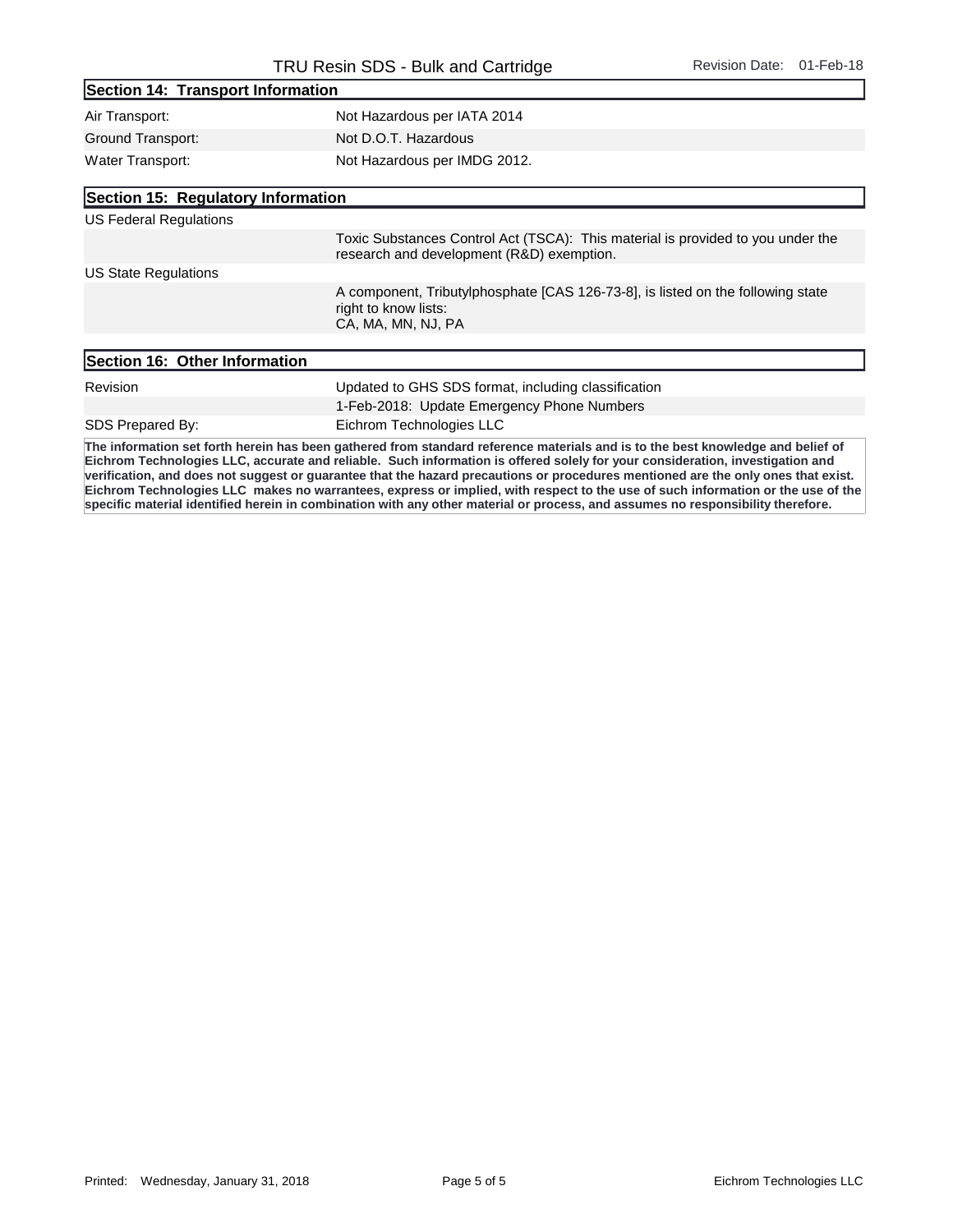## Section 14: Transport Information

| | |
|---|---|
| Air Transport: | Not Hazardous per IATA 2014 |
| Ground Transport: | Not D.O.T. Hazardous |
| Water Transport: | Not Hazardous per IMDG 2012. |

## Section 15: Regulatory Information

US Federal Regulations

Toxic Substances Control Act (TSCA): This material is provided to you under the research and development (R&D) exemption.

US State Regulations

A component, Tributylphosphate [CAS 126-73-8], is listed on the following state right to know lists:
CA, MA, MN, NJ, PA

## Section 16: Other Information

| | |
|---|---|
| Revision | Updated to GHS SDS format, including classification |
| | 1-Feb-2018: Update Emergency Phone Numbers |
| SDS Prepared By: | Eichrom Technologies LLC |

**The information set forth herein has been gathered from standard reference materials and is to the best knowledge and belief of Eichrom Technologies LLC, accurate and reliable. Such information is offered solely for your consideration, investigation and verification, and does not suggest or guarantee that the hazard precautions or procedures mentioned are the only ones that exist. Eichrom Technologies LLC makes no warrantees, express or implied, with respect to the use of such information or the use of the specific material identified herein in combination with any other material or process, and assumes no responsibility therefore.**